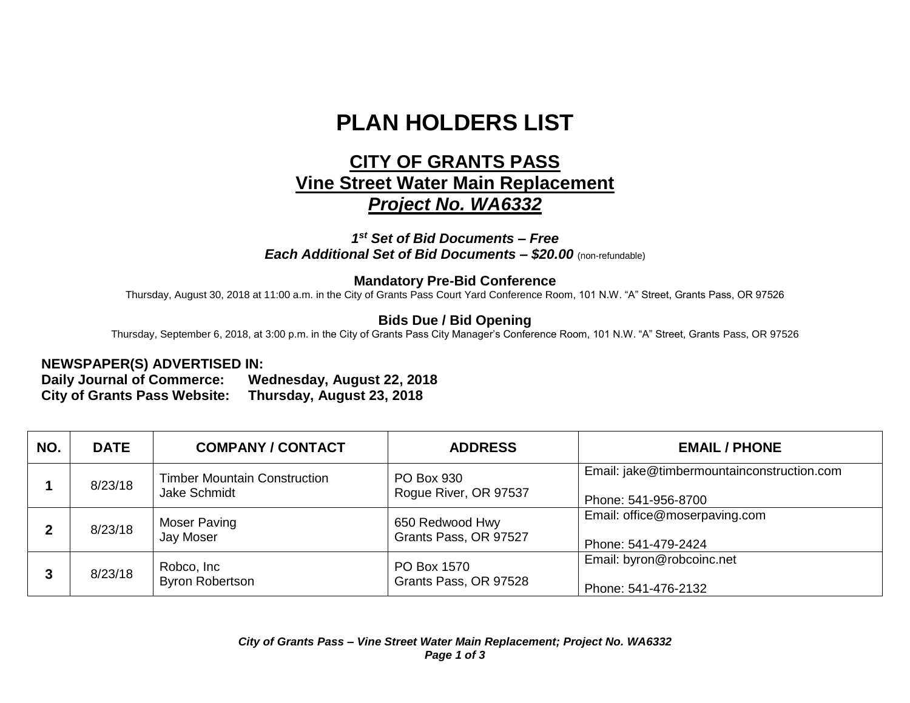# PLAN HOLDERS LIST

## CITY OF GRANTS PASS
## Vine Street Water Main Replacement
## *Project No. WA6332*

***1st Set of Bid Documents – Free***
***Each Additional Set of Bid Documents – $20.00*** (non-refundable)

**Mandatory Pre-Bid Conference**
Thursday, August 30, 2018 at 11:00 a.m. in the City of Grants Pass Court Yard Conference Room, 101 N.W. "A" Street, Grants Pass, OR 97526

**Bids Due / Bid Opening**
Thursday, September 6, 2018, at 3:00 p.m. in the City of Grants Pass City Manager's Conference Room, 101 N.W. "A" Street, Grants Pass, OR 97526

**NEWSPAPER(S) ADVERTISED IN:**
**Daily Journal of Commerce: Wednesday, August 22, 2018**
**City of Grants Pass Website: Thursday, August 23, 2018**

| NO. | DATE | COMPANY / CONTACT | ADDRESS | EMAIL / PHONE |
|---|---|---|---|---|
| **1** | 8/23/18 | Timber Mountain Construction<br>Jake Schmidt | PO Box 930<br>Rogue River, OR 97537 | Email: jake@timbermountainconstruction.com<br>Phone: 541-956-8700 |
| **2** | 8/23/18 | Moser Paving<br>Jay Moser | 650 Redwood Hwy<br>Grants Pass, OR 97527 | Email: office@moserpaving.com<br>Phone: 541-479-2424 |
| **3** | 8/23/18 | Robco, Inc<br>Byron Robertson | PO Box 1570<br>Grants Pass, OR 97528 | Email: byron@robcoinc.net<br>Phone: 541-476-2132 |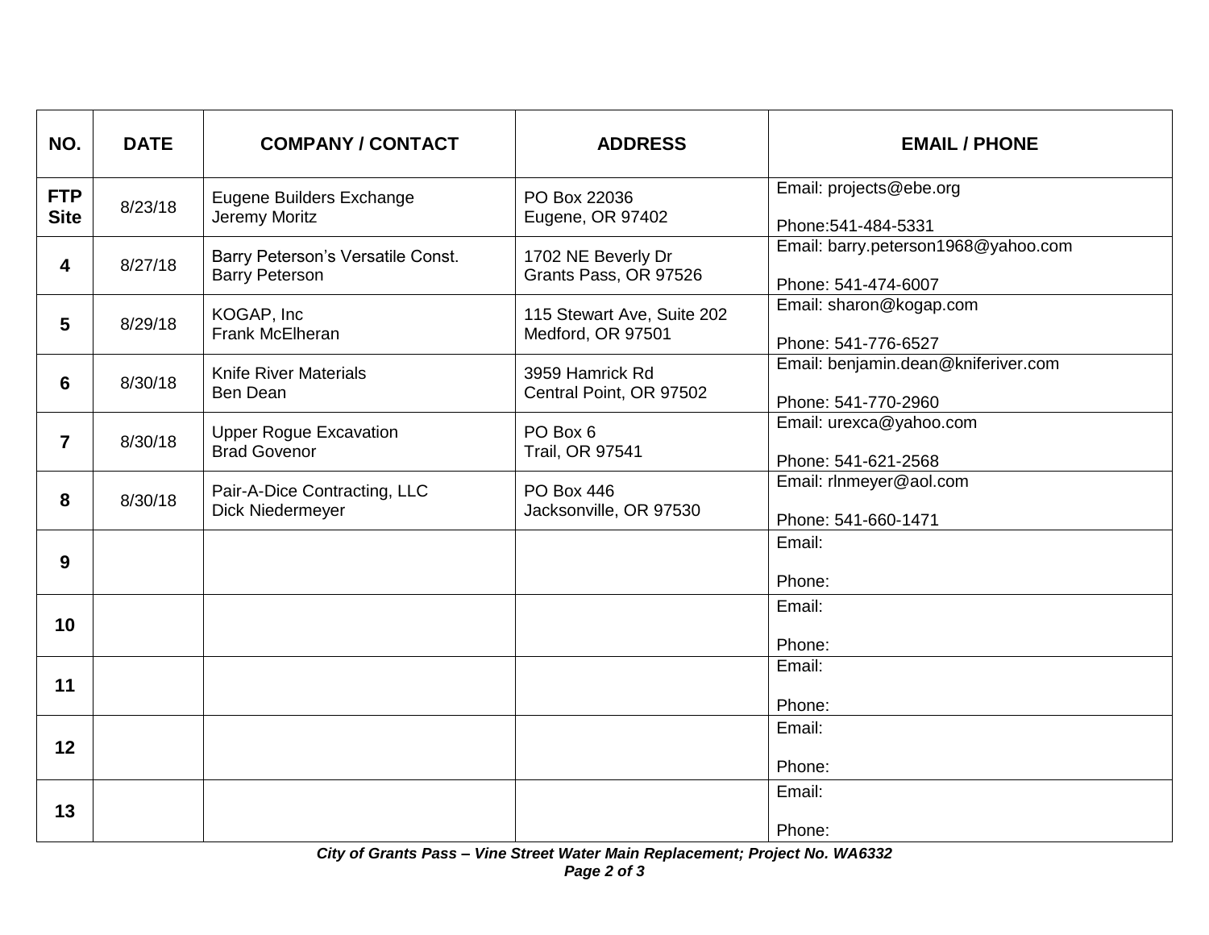| NO. | DATE | COMPANY / CONTACT | ADDRESS | EMAIL / PHONE |
|---|---|---|---|---|
| **FTP Site** | 8/23/18 | Eugene Builders Exchange<br>Jeremy Moritz | PO Box 22036<br>Eugene, OR 97402 | Email: projects@ebe.org<br><br>Phone:541-484-5331 |
| **4** | 8/27/18 | Barry Peterson's Versatile Const.<br>Barry Peterson | 1702 NE Beverly Dr<br>Grants Pass, OR 97526 | Email: barry.peterson1968@yahoo.com<br><br>Phone: 541-474-6007 |
| **5** | 8/29/18 | KOGAP, Inc<br>Frank McElheran | 115 Stewart Ave, Suite 202<br>Medford, OR 97501 | Email: sharon@kogap.com<br><br>Phone: 541-776-6527 |
| **6** | 8/30/18 | Knife River Materials<br>Ben Dean | 3959 Hamrick Rd<br>Central Point, OR 97502 | Email: benjamin.dean@kniferiver.com<br><br>Phone: 541-770-2960 |
| **7** | 8/30/18 | Upper Rogue Excavation<br>Brad Govenor | PO Box 6<br>Trail, OR 97541 | Email: urexca@yahoo.com<br><br>Phone: 541-621-2568 |
| **8** | 8/30/18 | Pair-A-Dice Contracting, LLC<br>Dick Niedermeyer | PO Box 446<br>Jacksonville, OR 97530 | Email: rlnmeyer@aol.com<br><br>Phone: 541-660-1471 |
| **9** | | | | Email:<br><br>Phone: |
| **10** | | | | Email:<br><br>Phone: |
| **11** | | | | Email:<br><br>Phone: |
| **12** | | | | Email:<br><br>Phone: |
| **13** | | | | Email:<br><br>Phone: |

***City of Grants Pass – Vine Street Water Main Replacement; Project No. WA6332***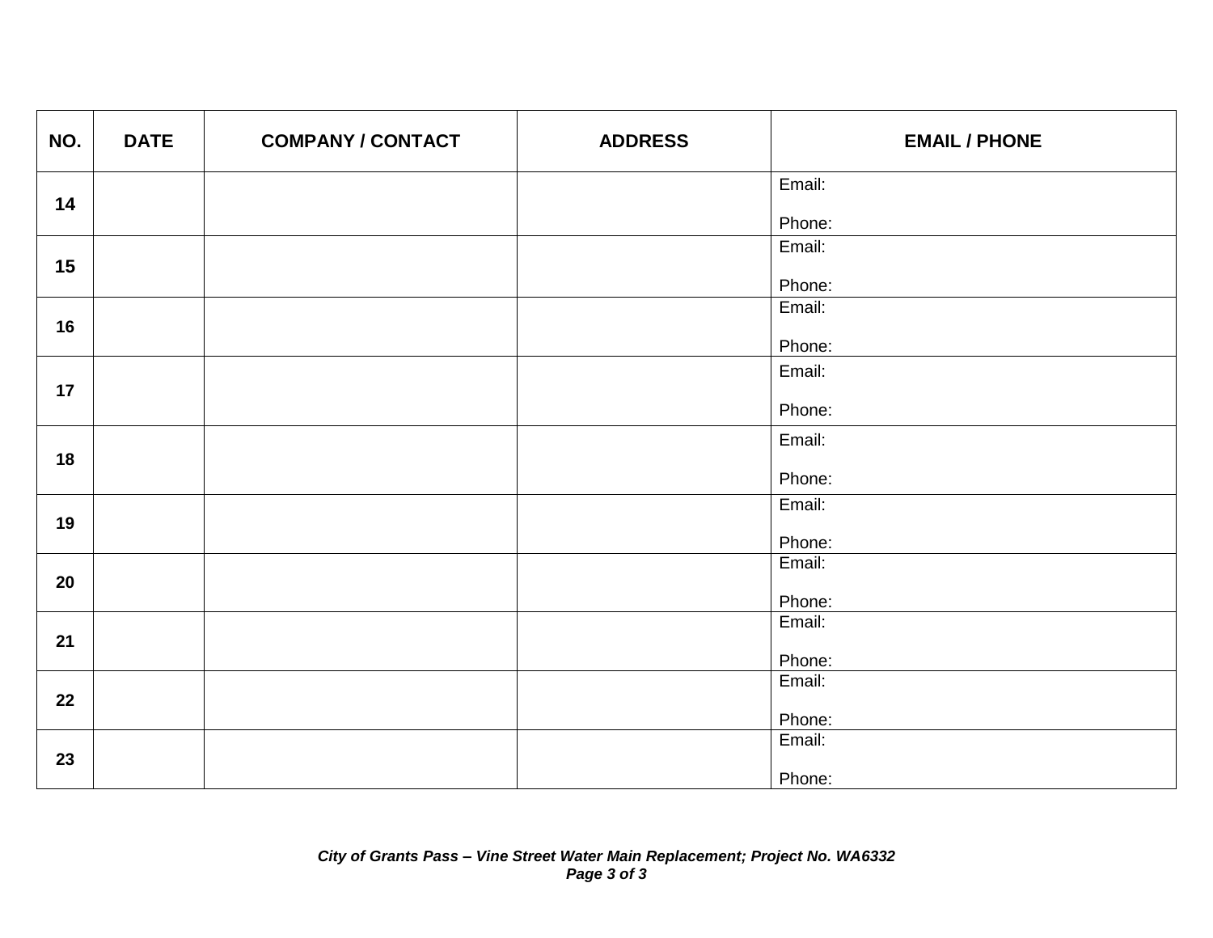| NO. | DATE | COMPANY / CONTACT | ADDRESS | EMAIL / PHONE |
|---|---|---|---|---|
| 14 | | | | Email:<br><br>Phone: |
| 15 | | | | Email:<br><br>Phone: |
| 16 | | | | Email:<br><br>Phone: |
| 17 | | | | Email:<br><br>Phone: |
| 18 | | | | Email:<br><br>Phone: |
| 19 | | | | Email:<br><br>Phone: |
| 20 | | | | Email:<br><br>Phone: |
| 21 | | | | Email:<br><br>Phone: |
| 22 | | | | Email:<br><br>Phone: |
| 23 | | | | Email:<br><br>Phone: |